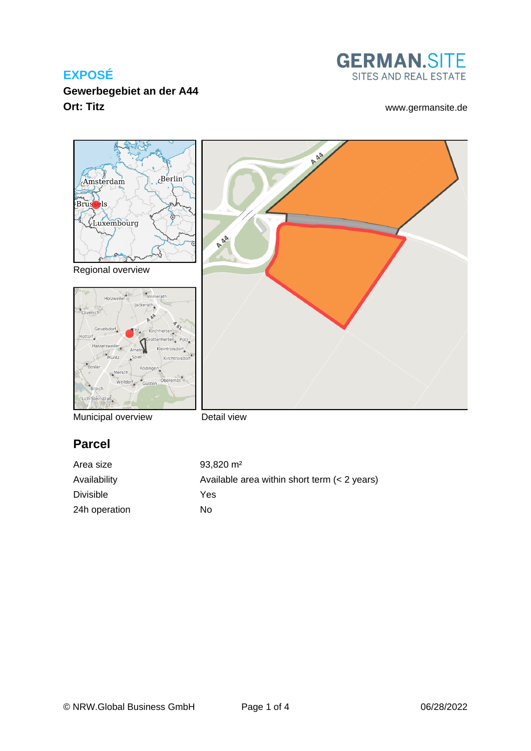## EXPOSÉ

**Gewerbegebiet an der A44**

**Ort: Titz**

GERMAN.SITE
SITES AND REAL ESTATE

www.germansite.de

Regional overview

Municipal overview

Detail view

## Parcel

| | |
|---|---|
| Area size | 93,820 m² |
| Availability | Available area within short term (< 2 years) |
| Divisible | Yes |
| 24h operation | No |

© NRW.Global Business GmbH

06/28/2022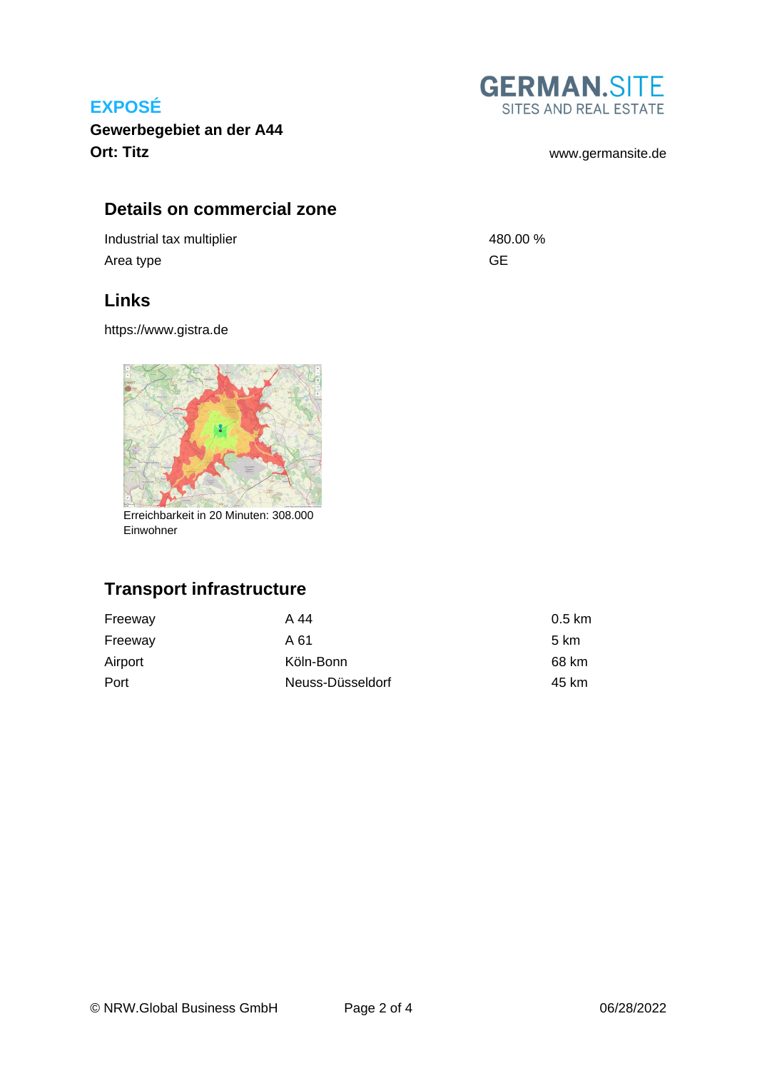# EXPOSÉ

**Gewerbegebiet an der A44**
**Ort: Titz**

GERMAN.SITE
SITES AND REAL ESTATE

www.germansite.de

## Details on commercial zone

| | |
|---|---|
| Industrial tax multiplier | 480.00 % |
| Area type | GE |

## Links

https://www.gistra.de

Erreichbarkeit in 20 Minuten: 308.000 Einwohner

## Transport infrastructure

| | | |
|---|---|---|
| Freeway | A 44 | 0.5 km |
| Freeway | A 61 | 5 km |
| Airport | Köln-Bonn | 68 km |
| Port | Neuss-Düsseldorf | 45 km |

© NRW.Global Business GmbH 06/28/2022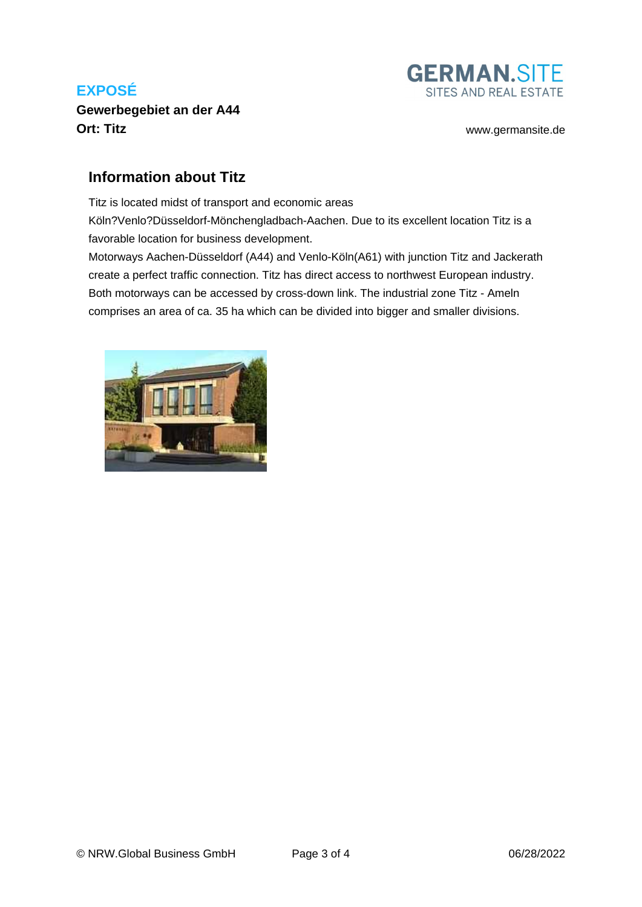## Information about Titz

Titz is located midst of transport and economic areas Köln?Venlo?Düsseldorf-Mönchengladbach-Aachen. Due to its excellent location Titz is a favorable location for business development.

Motorways Aachen-Düsseldorf (A44) and Venlo-Köln(A61) with junction Titz and Jackerath create a perfect traffic connection. Titz has direct access to northwest European industry. Both motorways can be accessed by cross-down link. The industrial zone Titz - Ameln comprises an area of ca. 35 ha which can be divided into bigger and smaller divisions.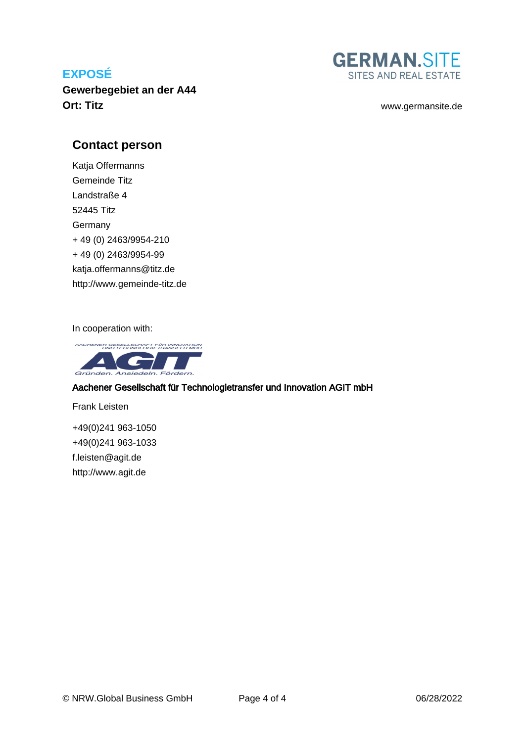## Contact person

Katja Offermanns
Gemeinde Titz
Landstraße 4
52445 Titz
Germany
+ 49 (0) 2463/9954-210
+ 49 (0) 2463/9954-99
katja.offermanns@titz.de
http://www.gemeinde-titz.de

In cooperation with:

**Aachener Gesellschaft für Technologietransfer und Innovation AGIT mbH**

Frank Leisten

+49(0)241 963-1050
+49(0)241 963-1033
f.leisten@agit.de
http://www.agit.de